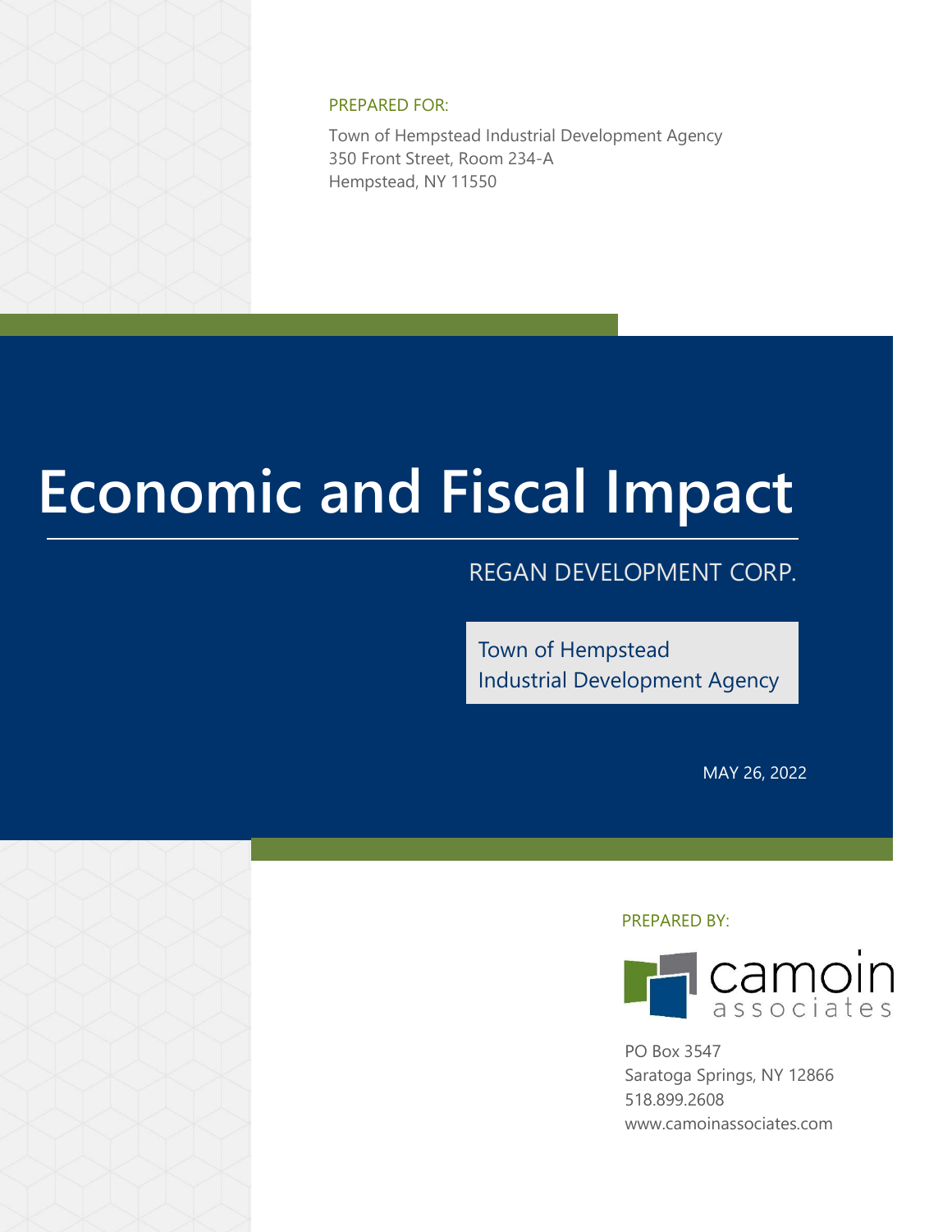PREPARED FOR:

Town of Hempstead Industrial Development Agency
350 Front Street, Room 234-A
Hempstead, NY 11550

# Economic and Fiscal Impact

REGAN DEVELOPMENT CORP.

Town of Hempstead
Industrial Development Agency

MAY 26, 2022

PREPARED BY:

camoin associates

PO Box 3547
Saratoga Springs, NY 12866
518.899.2608
www.camoinassociates.com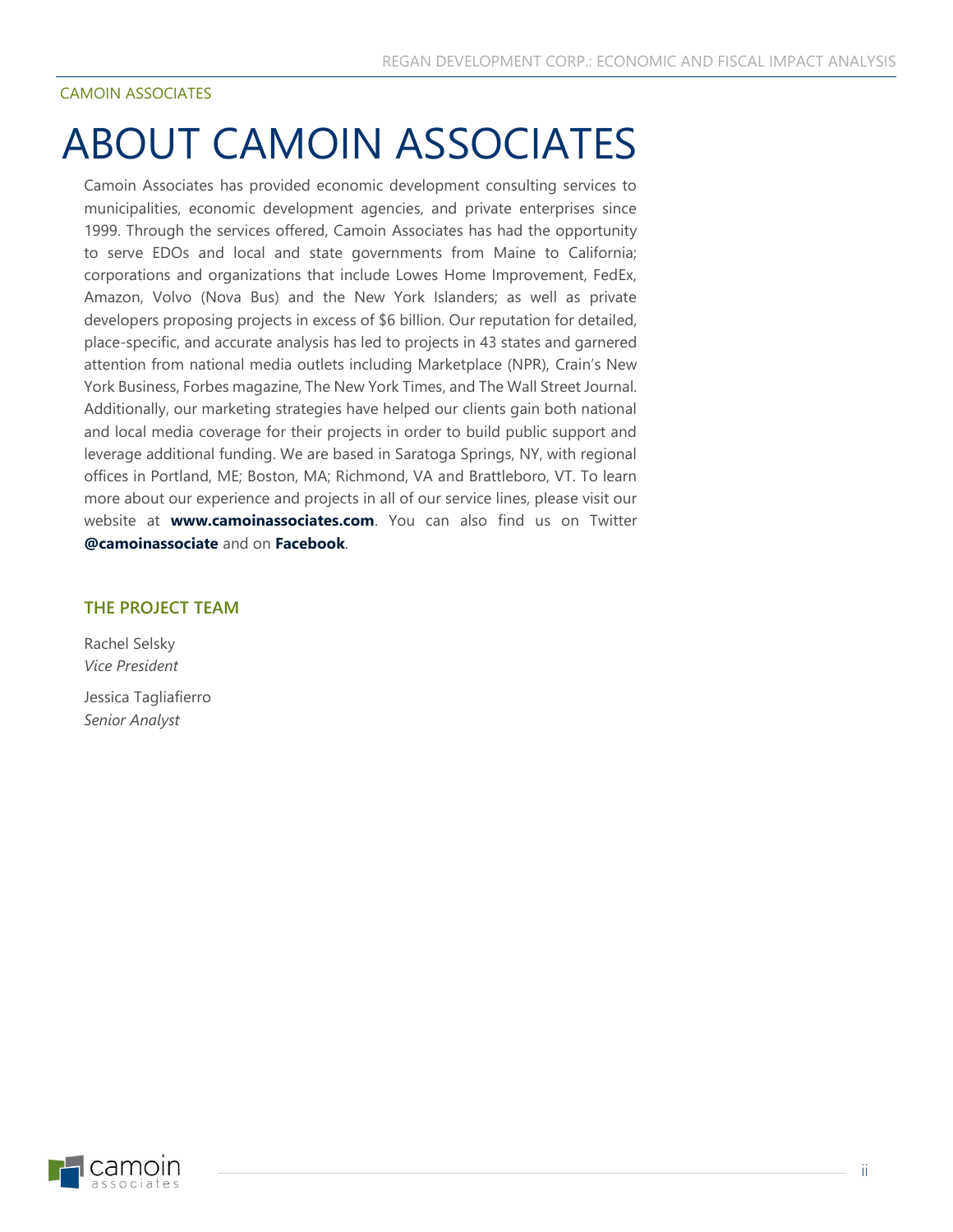CAMOIN ASSOCIATES

# ABOUT CAMOIN ASSOCIATES

Camoin Associates has provided economic development consulting services to municipalities, economic development agencies, and private enterprises since 1999. Through the services offered, Camoin Associates has had the opportunity to serve EDOs and local and state governments from Maine to California; corporations and organizations that include Lowes Home Improvement, FedEx, Amazon, Volvo (Nova Bus) and the New York Islanders; as well as private developers proposing projects in excess of $6 billion. Our reputation for detailed, place-specific, and accurate analysis has led to projects in 43 states and garnered attention from national media outlets including Marketplace (NPR), Crain's New York Business, Forbes magazine, The New York Times, and The Wall Street Journal. Additionally, our marketing strategies have helped our clients gain both national and local media coverage for their projects in order to build public support and leverage additional funding. We are based in Saratoga Springs, NY, with regional offices in Portland, ME; Boston, MA; Richmond, VA and Brattleboro, VT. To learn more about our experience and projects in all of our service lines, please visit our website at **www.camoinassociates.com**. You can also find us on Twitter **@camoinassociate** and on **Facebook**.

### THE PROJECT TEAM

Rachel Selsky
*Vice President*

Jessica Tagliafierro
*Senior Analyst*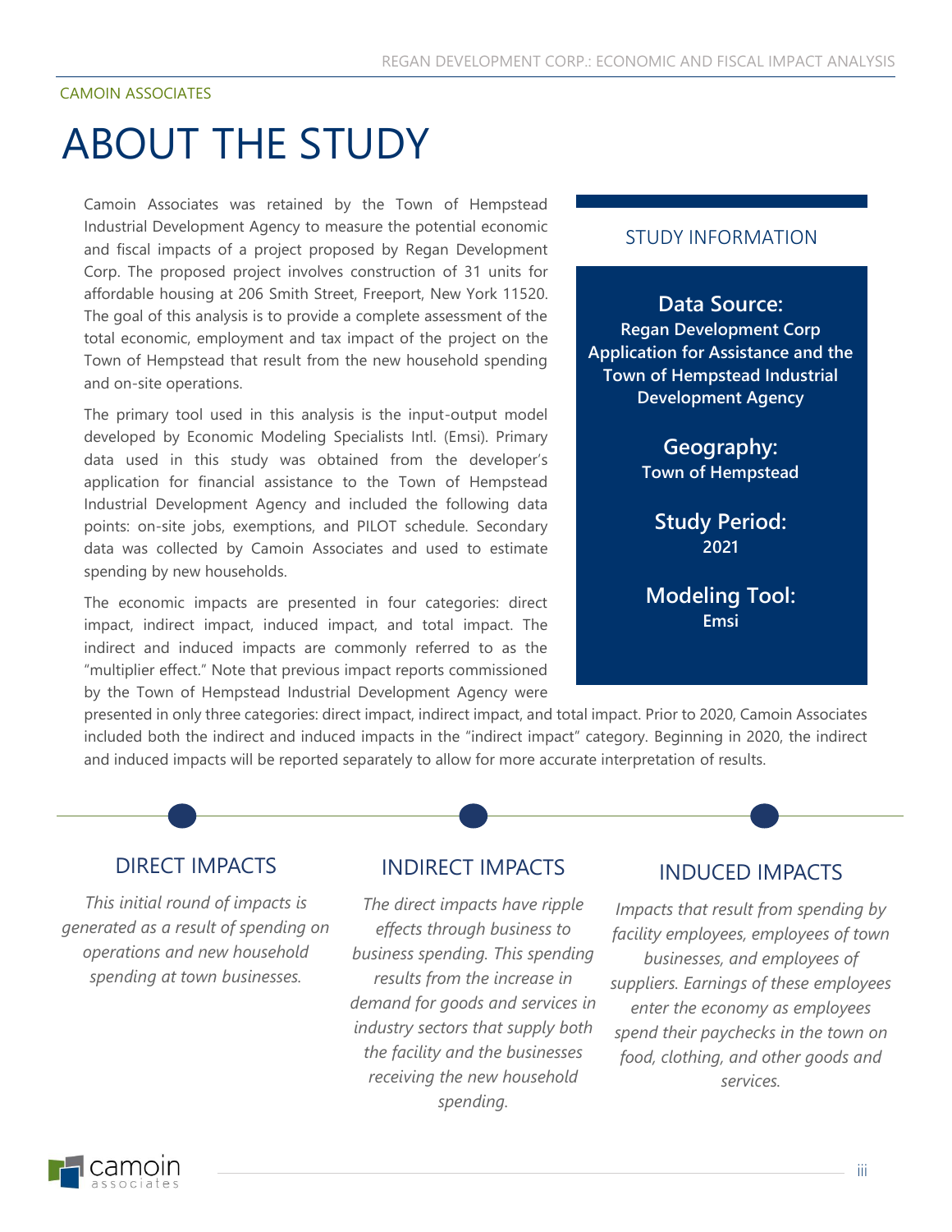CAMOIN ASSOCIATES

# ABOUT THE STUDY

Camoin Associates was retained by the Town of Hempstead Industrial Development Agency to measure the potential economic and fiscal impacts of a project proposed by Regan Development Corp. The proposed project involves construction of 31 units for affordable housing at 206 Smith Street, Freeport, New York 11520. The goal of this analysis is to provide a complete assessment of the total economic, employment and tax impact of the project on the Town of Hempstead that result from the new household spending and on-site operations.

The primary tool used in this analysis is the input-output model developed by Economic Modeling Specialists Intl. (Emsi). Primary data used in this study was obtained from the developer's application for financial assistance to the Town of Hempstead Industrial Development Agency and included the following data points: on-site jobs, exemptions, and PILOT schedule. Secondary data was collected by Camoin Associates and used to estimate spending by new households.

The economic impacts are presented in four categories: direct impact, indirect impact, induced impact, and total impact. The indirect and induced impacts are commonly referred to as the "multiplier effect." Note that previous impact reports commissioned by the Town of Hempstead Industrial Development Agency were presented in only three categories: direct impact, indirect impact, and total impact. Prior to 2020, Camoin Associates included both the indirect and induced impacts in the "indirect impact" category. Beginning in 2020, the indirect and induced impacts will be reported separately to allow for more accurate interpretation of results.

## STUDY INFORMATION

**Data Source:**
**Regan Development Corp Application for Assistance and the Town of Hempstead Industrial Development Agency**

**Geography:**
**Town of Hempstead**

**Study Period:**
**2021**

**Modeling Tool:**
**Emsi**

## DIRECT IMPACTS

*This initial round of impacts is generated as a result of spending on operations and new household spending at town businesses.*

## INDIRECT IMPACTS

*The direct impacts have ripple effects through business to business spending. This spending results from the increase in demand for goods and services in industry sectors that supply both the facility and the businesses receiving the new household spending.*

## INDUCED IMPACTS

*Impacts that result from spending by facility employees, employees of town businesses, and employees of suppliers. Earnings of these employees enter the economy as employees spend their paychecks in the town on food, clothing, and other goods and services.*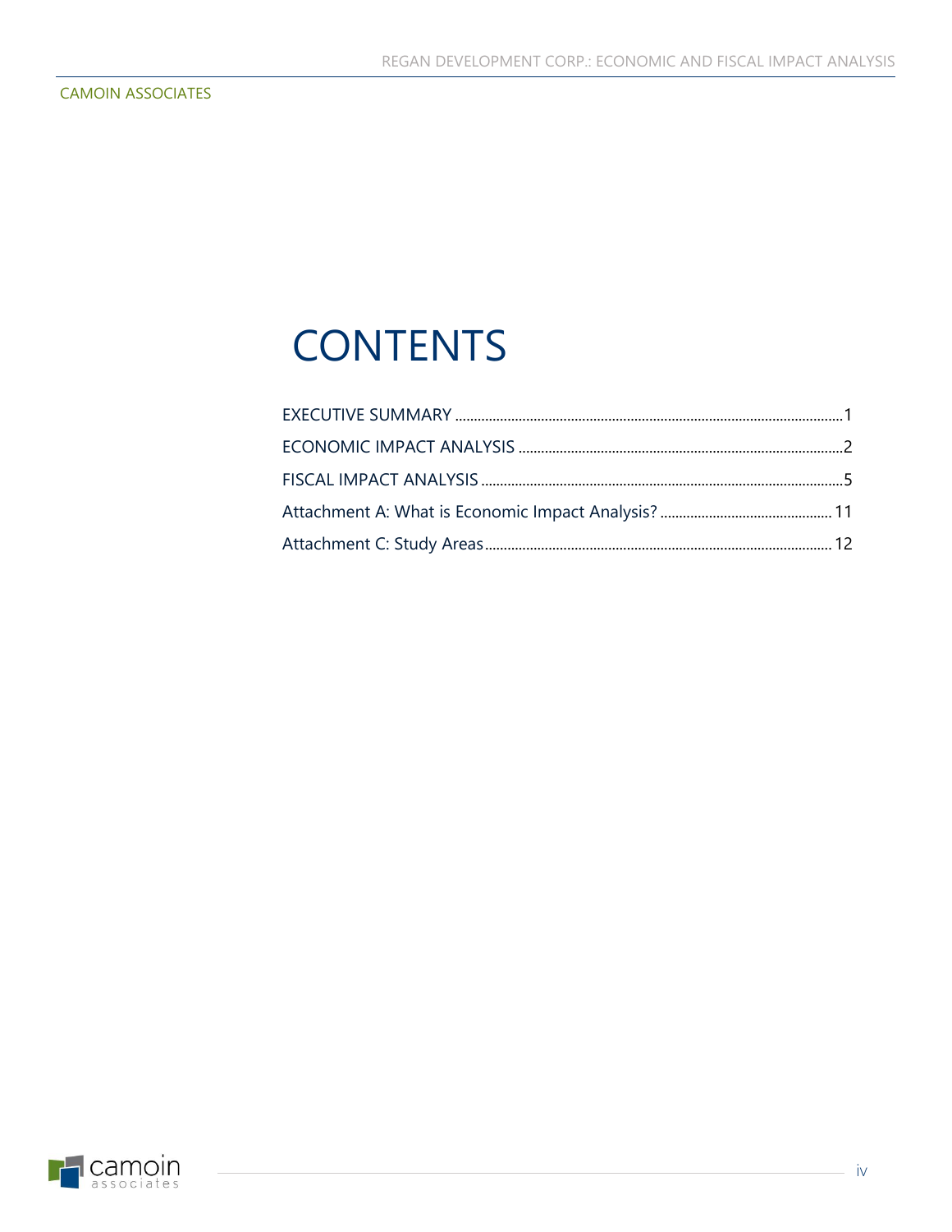# CONTENTS

EXECUTIVE SUMMARY ....................................................................................................1

ECONOMIC IMPACT ANALYSIS ....................................................................................2

FISCAL IMPACT ANALYSIS ..........................................................................................5

Attachment A: What is Economic Impact Analysis? .........................................11

Attachment C: Study Areas..........................................................................................12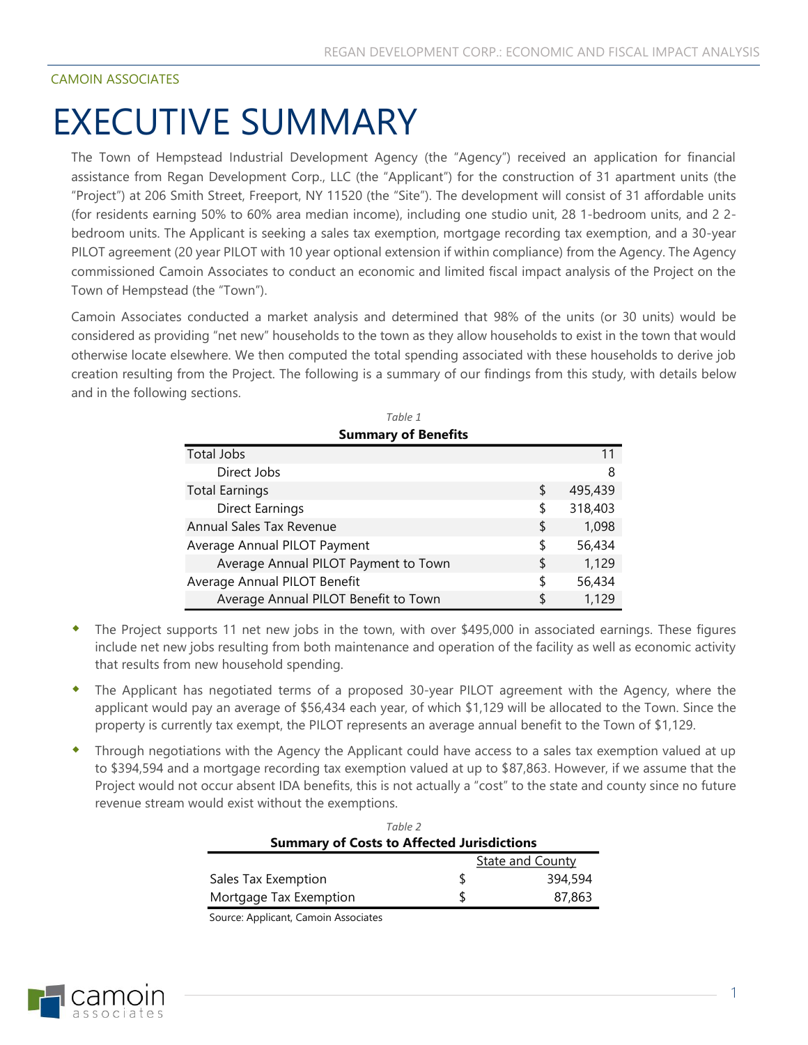CAMOIN ASSOCIATES

# EXECUTIVE SUMMARY

The Town of Hempstead Industrial Development Agency (the "Agency") received an application for financial assistance from Regan Development Corp., LLC (the "Applicant") for the construction of 31 apartment units (the "Project") at 206 Smith Street, Freeport, NY 11520 (the "Site"). The development will consist of 31 affordable units (for residents earning 50% to 60% area median income), including one studio unit, 28 1-bedroom units, and 2 2-bedroom units. The Applicant is seeking a sales tax exemption, mortgage recording tax exemption, and a 30-year PILOT agreement (20 year PILOT with 10 year optional extension if within compliance) from the Agency. The Agency commissioned Camoin Associates to conduct an economic and limited fiscal impact analysis of the Project on the Town of Hempstead (the "Town").

Camoin Associates conducted a market analysis and determined that 98% of the units (or 30 units) would be considered as providing "net new" households to the town as they allow households to exist in the town that would otherwise locate elsewhere. We then computed the total spending associated with these households to derive job creation resulting from the Project. The following is a summary of our findings from this study, with details below and in the following sections.

*Table 1*

**Summary of Benefits**

| | | |
|---|---|---|
| Total Jobs | | 11 |
| Direct Jobs | | 8 |
| Total Earnings | $ | 495,439 |
| Direct Earnings | $ | 318,403 |
| Annual Sales Tax Revenue | $ | 1,098 |
| Average Annual PILOT Payment | $ | 56,434 |
| Average Annual PILOT Payment to Town | $ | 1,129 |
| Average Annual PILOT Benefit | $ | 56,434 |
| Average Annual PILOT Benefit to Town | $ | 1,129 |

- The Project supports 11 net new jobs in the town, with over $495,000 in associated earnings. These figures include net new jobs resulting from both maintenance and operation of the facility as well as economic activity that results from new household spending.
- The Applicant has negotiated terms of a proposed 30-year PILOT agreement with the Agency, where the applicant would pay an average of $56,434 each year, of which $1,129 will be allocated to the Town. Since the property is currently tax exempt, the PILOT represents an average annual benefit to the Town of $1,129.
- Through negotiations with the Agency the Applicant could have access to a sales tax exemption valued at up to $394,594 and a mortgage recording tax exemption valued at up to $87,863. However, if we assume that the Project would not occur absent IDA benefits, this is not actually a "cost" to the state and county since no future revenue stream would exist without the exemptions.

*Table 2*

**Summary of Costs to Affected Jurisdictions**

| | | State and County |
|---|---|---|
| Sales Tax Exemption | $ | 394,594 |
| Mortgage Tax Exemption | $ | 87,863 |

Source: Applicant, Camoin Associates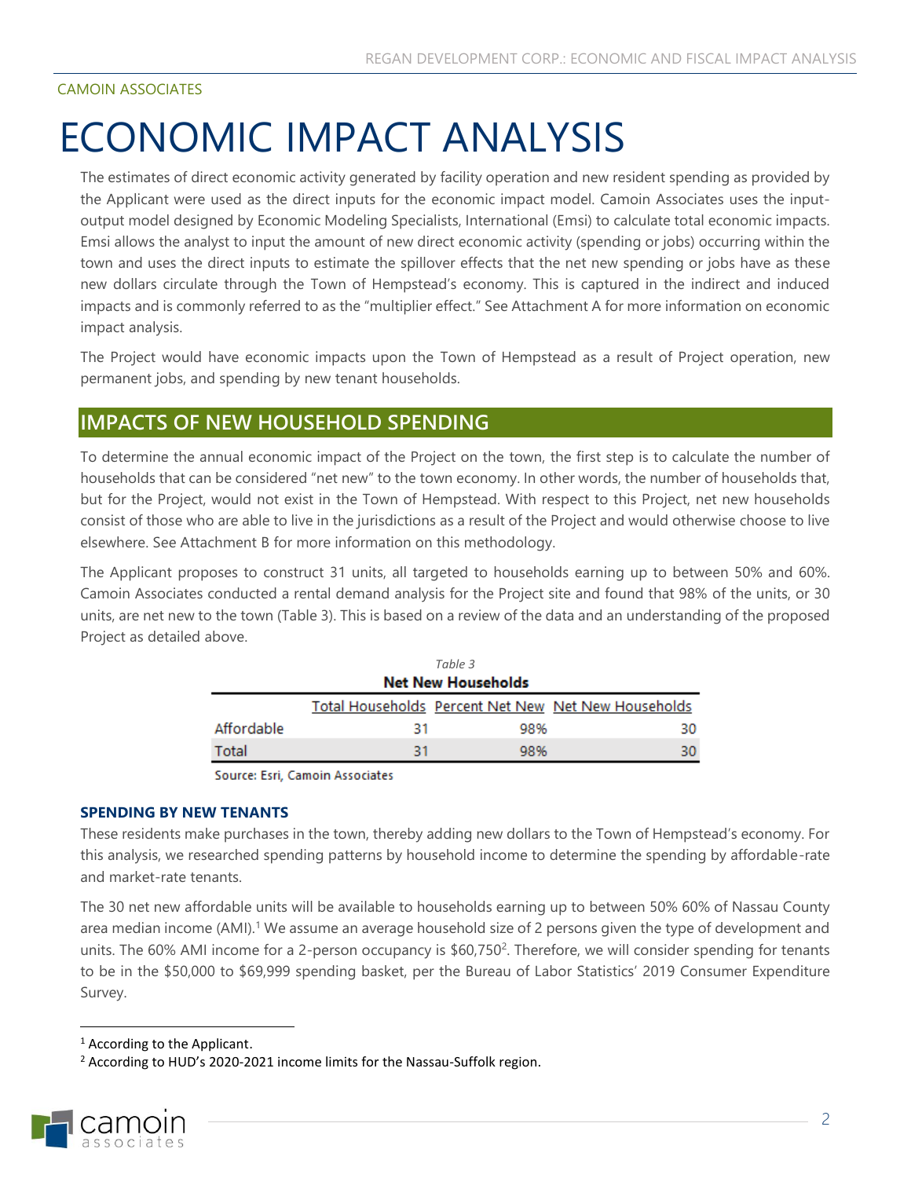CAMOIN ASSOCIATES

# ECONOMIC IMPACT ANALYSIS

The estimates of direct economic activity generated by facility operation and new resident spending as provided by the Applicant were used as the direct inputs for the economic impact model. Camoin Associates uses the input-output model designed by Economic Modeling Specialists, International (Emsi) to calculate total economic impacts. Emsi allows the analyst to input the amount of new direct economic activity (spending or jobs) occurring within the town and uses the direct inputs to estimate the spillover effects that the net new spending or jobs have as these new dollars circulate through the Town of Hempstead's economy. This is captured in the indirect and induced impacts and is commonly referred to as the "multiplier effect." See Attachment A for more information on economic impact analysis.

The Project would have economic impacts upon the Town of Hempstead as a result of Project operation, new permanent jobs, and spending by new tenant households.

## IMPACTS OF NEW HOUSEHOLD SPENDING

To determine the annual economic impact of the Project on the town, the first step is to calculate the number of households that can be considered "net new" to the town economy. In other words, the number of households that, but for the Project, would not exist in the Town of Hempstead. With respect to this Project, net new households consist of those who are able to live in the jurisdictions as a result of the Project and would otherwise choose to live elsewhere. See Attachment B for more information on this methodology.

The Applicant proposes to construct 31 units, all targeted to households earning up to between 50% and 60%. Camoin Associates conducted a rental demand analysis for the Project site and found that 98% of the units, or 30 units, are net new to the town (Table 3). This is based on a review of the data and an understanding of the proposed Project as detailed above.

*Table 3*

**Net New Households**

| | Total Households | Percent Net New | Net New Households |
|---|---|---|---|
| Affordable | 31 | 98% | 30 |
| Total | 31 | 98% | 30 |

Source: Esri, Camoin Associates

### SPENDING BY NEW TENANTS

These residents make purchases in the town, thereby adding new dollars to the Town of Hempstead's economy. For this analysis, we researched spending patterns by household income to determine the spending by affordable-rate and market-rate tenants.

The 30 net new affordable units will be available to households earning up to between 50% 60% of Nassau County area median income (AMI).[1] We assume an average household size of 2 persons given the type of development and units. The 60% AMI income for a 2-person occupancy is $60,750[2]. Therefore, we will consider spending for tenants to be in the $50,000 to $69,999 spending basket, per the Bureau of Labor Statistics' 2019 Consumer Expenditure Survey.

[1] According to the Applicant.

[2] According to HUD's 2020-2021 income limits for the Nassau-Suffolk region.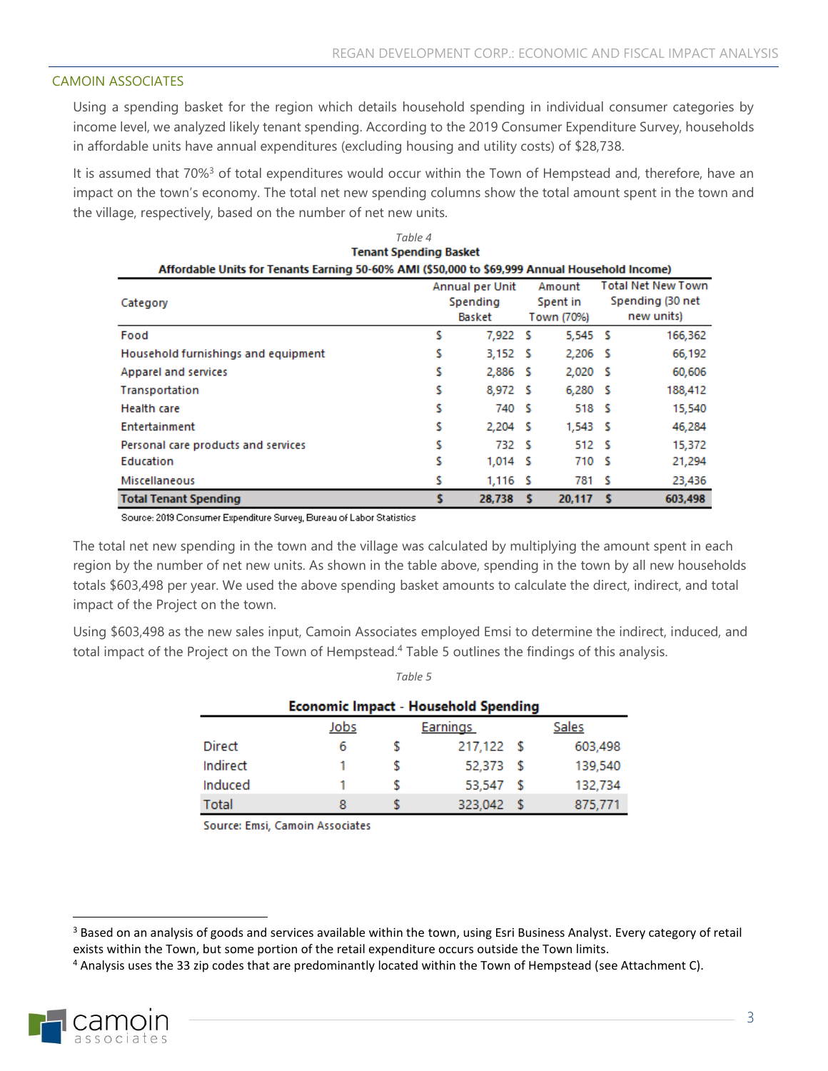CAMOIN ASSOCIATES

Using a spending basket for the region which details household spending in individual consumer categories by income level, we analyzed likely tenant spending. According to the 2019 Consumer Expenditure Survey, households in affordable units have annual expenditures (excluding housing and utility costs) of $28,738.

It is assumed that 70%[3] of total expenditures would occur within the Town of Hempstead and, therefore, have an impact on the town's economy. The total net new spending columns show the total amount spent in the town and the village, respectively, based on the number of net new units.

*Table 4*

**Tenant Spending Basket**

**Affordable Units for Tenants Earning 50-60% AMI ($50,000 to $69,999 Annual Household Income)**

| Category | Annual per Unit Spending Basket | Amount Spent in Town (70%) | Total Net New Town Spending (30 net new units) |
|---|---|---|---|
| Food | $ 7,922 | $ 5,545 | $ 166,362 |
| Household furnishings and equipment | $ 3,152 | $ 2,206 | $ 66,192 |
| Apparel and services | $ 2,886 | $ 2,020 | $ 60,606 |
| Transportation | $ 8,972 | $ 6,280 | $ 188,412 |
| Health care | $ 740 | $ 518 | $ 15,540 |
| Entertainment | $ 2,204 | $ 1,543 | $ 46,284 |
| Personal care products and services | $ 732 | $ 512 | $ 15,372 |
| Education | $ 1,014 | $ 710 | $ 21,294 |
| Miscellaneous | $ 1,116 | $ 781 | $ 23,436 |
| **Total Tenant Spending** | **$ 28,738** | **$ 20,117** | **$ 603,498** |

Source: 2019 Consumer Expenditure Survey, Bureau of Labor Statistics

The total net new spending in the town and the village was calculated by multiplying the amount spent in each region by the number of net new units. As shown in the table above, spending in the town by all new households totals $603,498 per year. We used the above spending basket amounts to calculate the direct, indirect, and total impact of the Project on the town.

Using $603,498 as the new sales input, Camoin Associates employed Emsi to determine the indirect, induced, and total impact of the Project on the Town of Hempstead.[4] Table 5 outlines the findings of this analysis.

*Table 5*

**Economic Impact - Household Spending**

| | Jobs | Earnings | Sales |
|---|---|---|---|
| Direct | 6 | $ 217,122 | $ 603,498 |
| Indirect | 1 | $ 52,373 | $ 139,540 |
| Induced | 1 | $ 53,547 | $ 132,734 |
| Total | 8 | $ 323,042 | $ 875,771 |

Source: Emsi, Camoin Associates

[3] Based on an analysis of goods and services available within the town, using Esri Business Analyst. Every category of retail exists within the Town, but some portion of the retail expenditure occurs outside the Town limits.

[4] Analysis uses the 33 zip codes that are predominantly located within the Town of Hempstead (see Attachment C).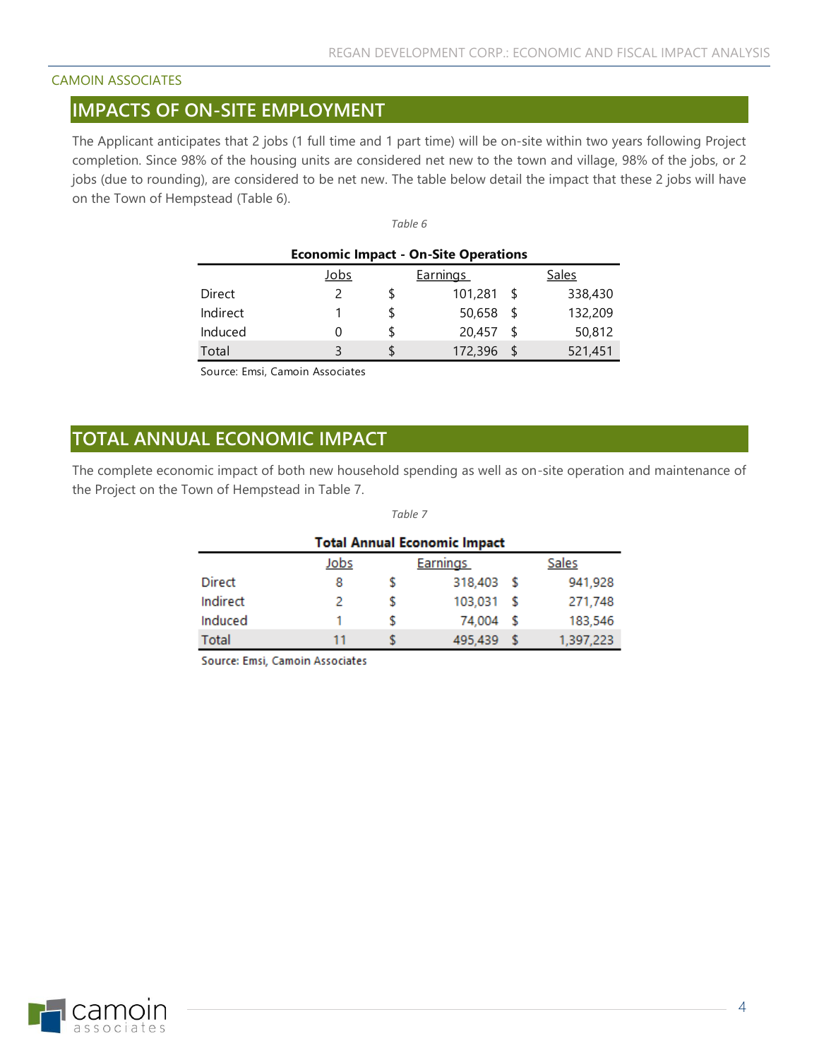## IMPACTS OF ON-SITE EMPLOYMENT

The Applicant anticipates that 2 jobs (1 full time and 1 part time) will be on-site within two years following Project completion. Since 98% of the housing units are considered net new to the town and village, 98% of the jobs, or 2 jobs (due to rounding), are considered to be net new. The table below detail the impact that these 2 jobs will have on the Town of Hempstead (Table 6).

*Table 6*

**Economic Impact - On-Site Operations**

| | Jobs | Earnings | Sales |
|---|---|---|---|
| Direct | 2 | $ 101,281 | $ 338,430 |
| Indirect | 1 | $ 50,658 | $ 132,209 |
| Induced | 0 | $ 20,457 | $ 50,812 |
| Total | 3 | $ 172,396 | $ 521,451 |

Source: Emsi, Camoin Associates

## TOTAL ANNUAL ECONOMIC IMPACT

The complete economic impact of both new household spending as well as on-site operation and maintenance of the Project on the Town of Hempstead in Table 7.

*Table 7*

**Total Annual Economic Impact**

| | Jobs | Earnings | Sales |
|---|---|---|---|
| Direct | 8 | $ 318,403 | $ 941,928 |
| Indirect | 2 | $ 103,031 | $ 271,748 |
| Induced | 1 | $ 74,004 | $ 183,546 |
| Total | 11 | $ 495,439 | $ 1,397,223 |

Source: Emsi, Camoin Associates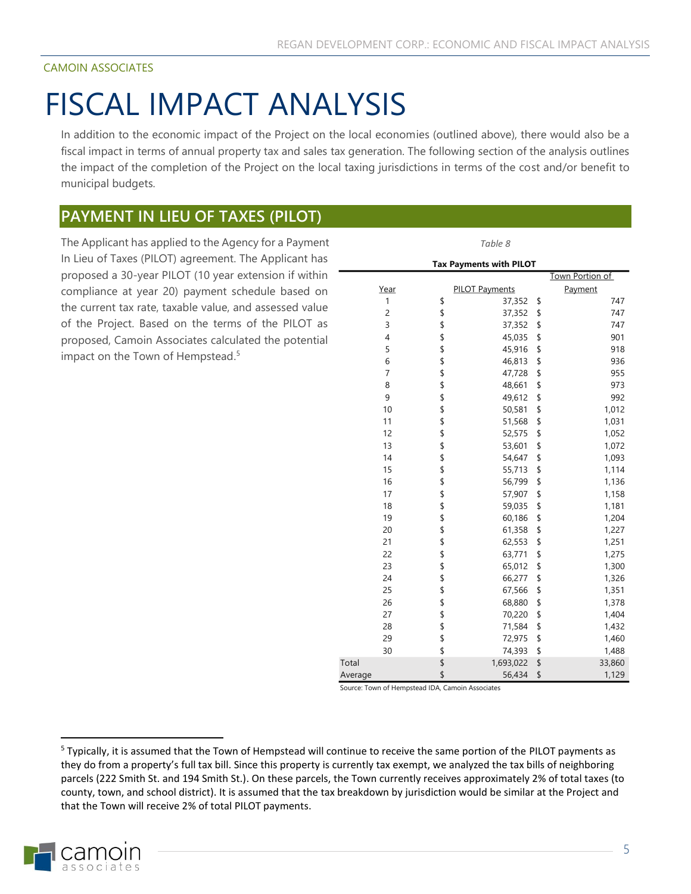# FISCAL IMPACT ANALYSIS

In addition to the economic impact of the Project on the local economies (outlined above), there would also be a fiscal impact in terms of annual property tax and sales tax generation. The following section of the analysis outlines the impact of the completion of the Project on the local taxing jurisdictions in terms of the cost and/or benefit to municipal budgets.

## PAYMENT IN LIEU OF TAXES (PILOT)

The Applicant has applied to the Agency for a Payment In Lieu of Taxes (PILOT) agreement. The Applicant has proposed a 30-year PILOT (10 year extension if within compliance at year 20) payment schedule based on the current tax rate, taxable value, and assessed value of the Project. Based on the terms of the PILOT as proposed, Camoin Associates calculated the potential impact on the Town of Hempstead.[5]

*Table 8*

**Tax Payments with PILOT**

| Year | PILOT Payments | Town Portion of Payment |
|---|---|---|
| 1 | $ 37,352 | $ 747 |
| 2 | $ 37,352 | $ 747 |
| 3 | $ 37,352 | $ 747 |
| 4 | $ 45,035 | $ 901 |
| 5 | $ 45,916 | $ 918 |
| 6 | $ 46,813 | $ 936 |
| 7 | $ 47,728 | $ 955 |
| 8 | $ 48,661 | $ 973 |
| 9 | $ 49,612 | $ 992 |
| 10 | $ 50,581 | $ 1,012 |
| 11 | $ 51,568 | $ 1,031 |
| 12 | $ 52,575 | $ 1,052 |
| 13 | $ 53,601 | $ 1,072 |
| 14 | $ 54,647 | $ 1,093 |
| 15 | $ 55,713 | $ 1,114 |
| 16 | $ 56,799 | $ 1,136 |
| 17 | $ 57,907 | $ 1,158 |
| 18 | $ 59,035 | $ 1,181 |
| 19 | $ 60,186 | $ 1,204 |
| 20 | $ 61,358 | $ 1,227 |
| 21 | $ 62,553 | $ 1,251 |
| 22 | $ 63,771 | $ 1,275 |
| 23 | $ 65,012 | $ 1,300 |
| 24 | $ 66,277 | $ 1,326 |
| 25 | $ 67,566 | $ 1,351 |
| 26 | $ 68,880 | $ 1,378 |
| 27 | $ 70,220 | $ 1,404 |
| 28 | $ 71,584 | $ 1,432 |
| 29 | $ 72,975 | $ 1,460 |
| 30 | $ 74,393 | $ 1,488 |
| Total | $ 1,693,022 | $ 33,860 |
| Average | $ 56,434 | $ 1,129 |

Source: Town of Hempstead IDA, Camoin Associates

[5] Typically, it is assumed that the Town of Hempstead will continue to receive the same portion of the PILOT payments as they do from a property's full tax bill. Since this property is currently tax exempt, we analyzed the tax bills of neighboring parcels (222 Smith St. and 194 Smith St.). On these parcels, the Town currently receives approximately 2% of total taxes (to county, town, and school district). It is assumed that the tax breakdown by jurisdiction would be similar at the Project and that the Town will receive 2% of total PILOT payments.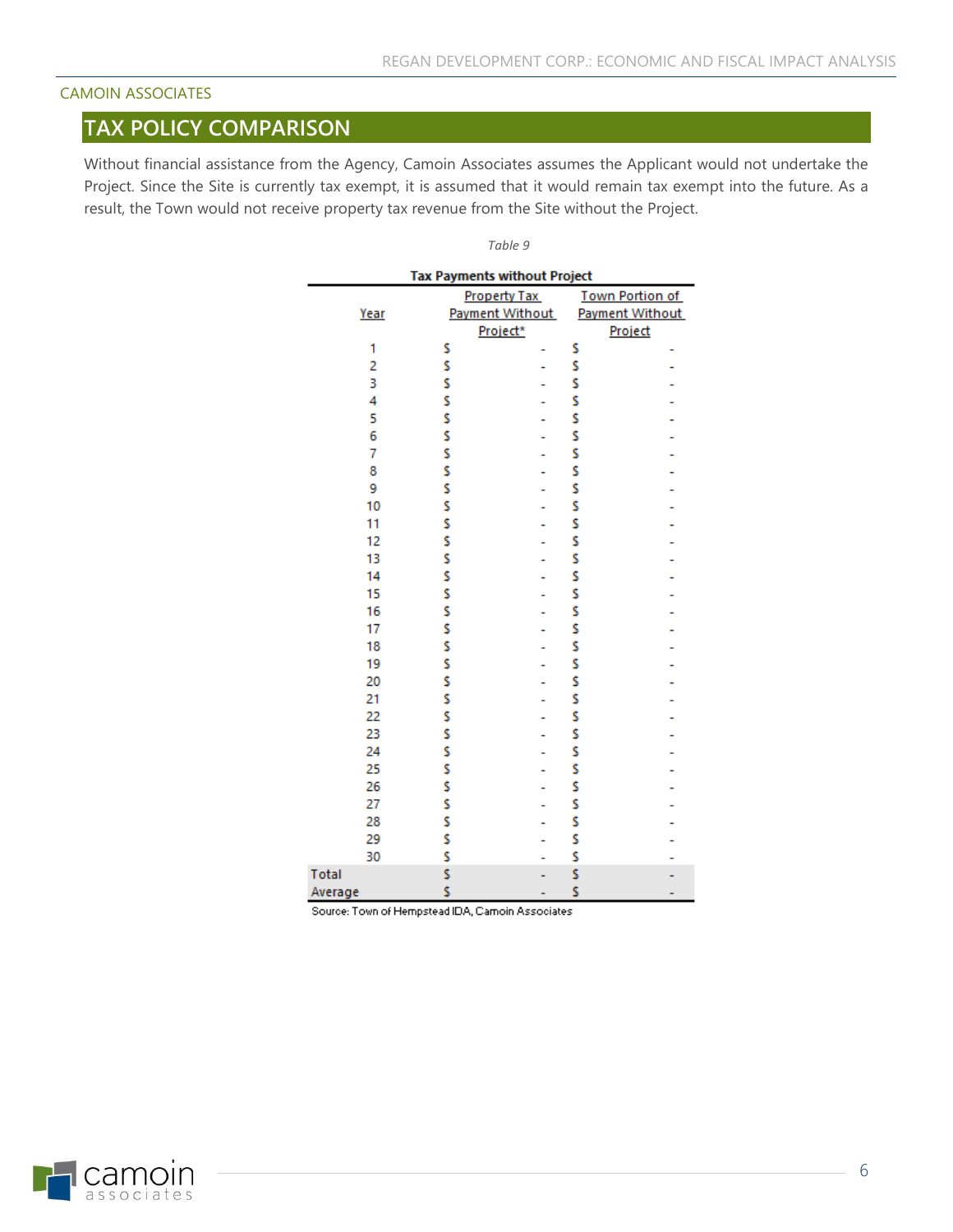CAMOIN ASSOCIATES

## TAX POLICY COMPARISON

Without financial assistance from the Agency, Camoin Associates assumes the Applicant would not undertake the Project. Since the Site is currently tax exempt, it is assumed that it would remain tax exempt into the future. As a result, the Town would not receive property tax revenue from the Site without the Project.

*Table 9*

**Tax Payments without Project**

| Year | Property Tax Payment Without Project* | Town Portion of Payment Without Project |
|---|---|---|
| 1 | $ - | $ - |
| 2 | $ - | $ - |
| 3 | $ - | $ - |
| 4 | $ - | $ - |
| 5 | $ - | $ - |
| 6 | $ - | $ - |
| 7 | $ - | $ - |
| 8 | $ - | $ - |
| 9 | $ - | $ - |
| 10 | $ - | $ - |
| 11 | $ - | $ - |
| 12 | $ - | $ - |
| 13 | $ - | $ - |
| 14 | $ - | $ - |
| 15 | $ - | $ - |
| 16 | $ - | $ - |
| 17 | $ - | $ - |
| 18 | $ - | $ - |
| 19 | $ - | $ - |
| 20 | $ - | $ - |
| 21 | $ - | $ - |
| 22 | $ - | $ - |
| 23 | $ - | $ - |
| 24 | $ - | $ - |
| 25 | $ - | $ - |
| 26 | $ - | $ - |
| 27 | $ - | $ - |
| 28 | $ - | $ - |
| 29 | $ - | $ - |
| 30 | $ - | $ - |
| Total | $ - | $ - |
| Average | $ - | $ - |

Source: Town of Hempstead IDA, Camoin Associates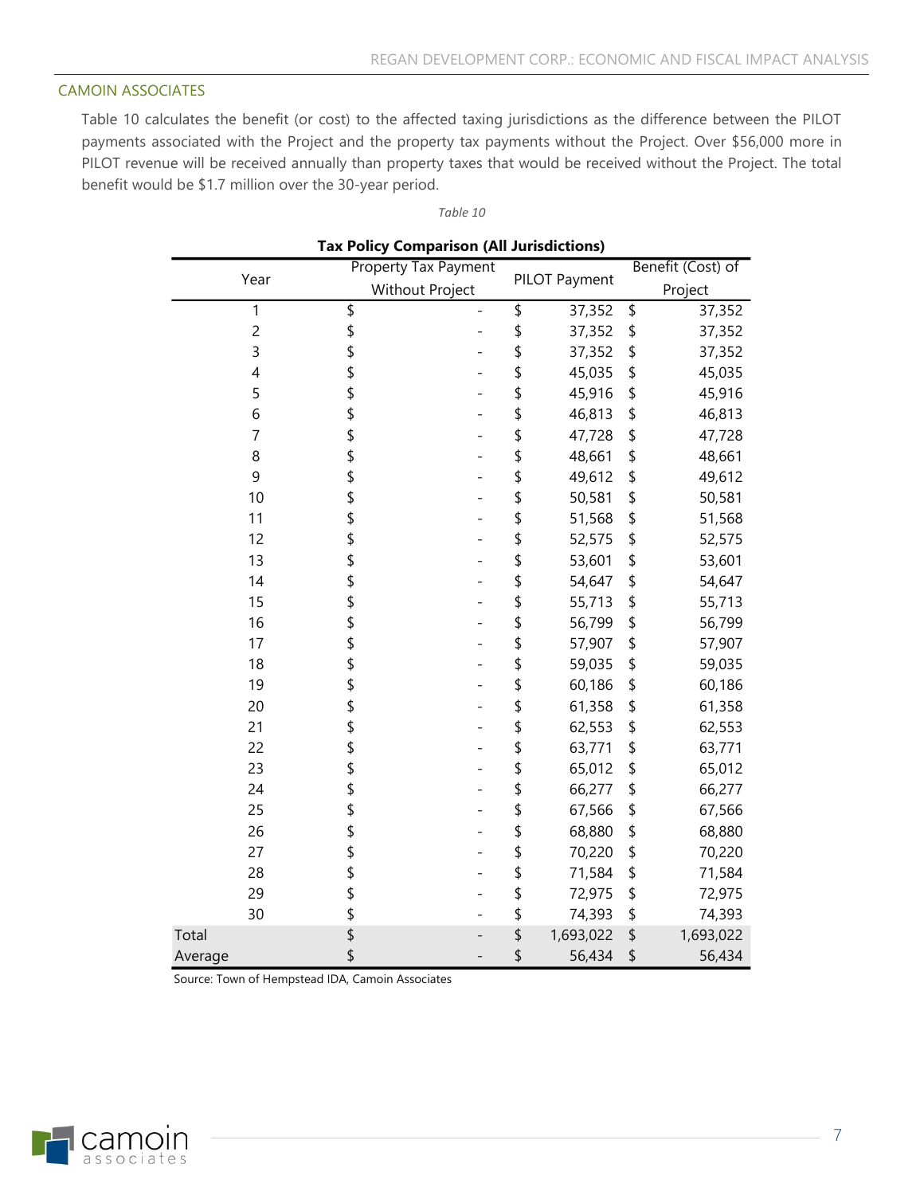## CAMOIN ASSOCIATES

Table 10 calculates the benefit (or cost) to the affected taxing jurisdictions as the difference between the PILOT payments associated with the Project and the property tax payments without the Project. Over $56,000 more in PILOT revenue will be received annually than property taxes that would be received without the Project. The total benefit would be $1.7 million over the 30-year period.

*Table 10*

**Tax Policy Comparison (All Jurisdictions)**

| Year | Property Tax Payment Without Project | PILOT Payment | Benefit (Cost) of Project |
|---|---|---|---|
| 1 | $ - | $ 37,352 | $ 37,352 |
| 2 | $ - | $ 37,352 | $ 37,352 |
| 3 | $ - | $ 37,352 | $ 37,352 |
| 4 | $ - | $ 45,035 | $ 45,035 |
| 5 | $ - | $ 45,916 | $ 45,916 |
| 6 | $ - | $ 46,813 | $ 46,813 |
| 7 | $ - | $ 47,728 | $ 47,728 |
| 8 | $ - | $ 48,661 | $ 48,661 |
| 9 | $ - | $ 49,612 | $ 49,612 |
| 10 | $ - | $ 50,581 | $ 50,581 |
| 11 | $ - | $ 51,568 | $ 51,568 |
| 12 | $ - | $ 52,575 | $ 52,575 |
| 13 | $ - | $ 53,601 | $ 53,601 |
| 14 | $ - | $ 54,647 | $ 54,647 |
| 15 | $ - | $ 55,713 | $ 55,713 |
| 16 | $ - | $ 56,799 | $ 56,799 |
| 17 | $ - | $ 57,907 | $ 57,907 |
| 18 | $ - | $ 59,035 | $ 59,035 |
| 19 | $ - | $ 60,186 | $ 60,186 |
| 20 | $ - | $ 61,358 | $ 61,358 |
| 21 | $ - | $ 62,553 | $ 62,553 |
| 22 | $ - | $ 63,771 | $ 63,771 |
| 23 | $ - | $ 65,012 | $ 65,012 |
| 24 | $ - | $ 66,277 | $ 66,277 |
| 25 | $ - | $ 67,566 | $ 67,566 |
| 26 | $ - | $ 68,880 | $ 68,880 |
| 27 | $ - | $ 70,220 | $ 70,220 |
| 28 | $ - | $ 71,584 | $ 71,584 |
| 29 | $ - | $ 72,975 | $ 72,975 |
| 30 | $ - | $ 74,393 | $ 74,393 |
| Total | $ - | $ 1,693,022 | $ 1,693,022 |
| Average | $ - | $ 56,434 | $ 56,434 |

Source: Town of Hempstead IDA, Camoin Associates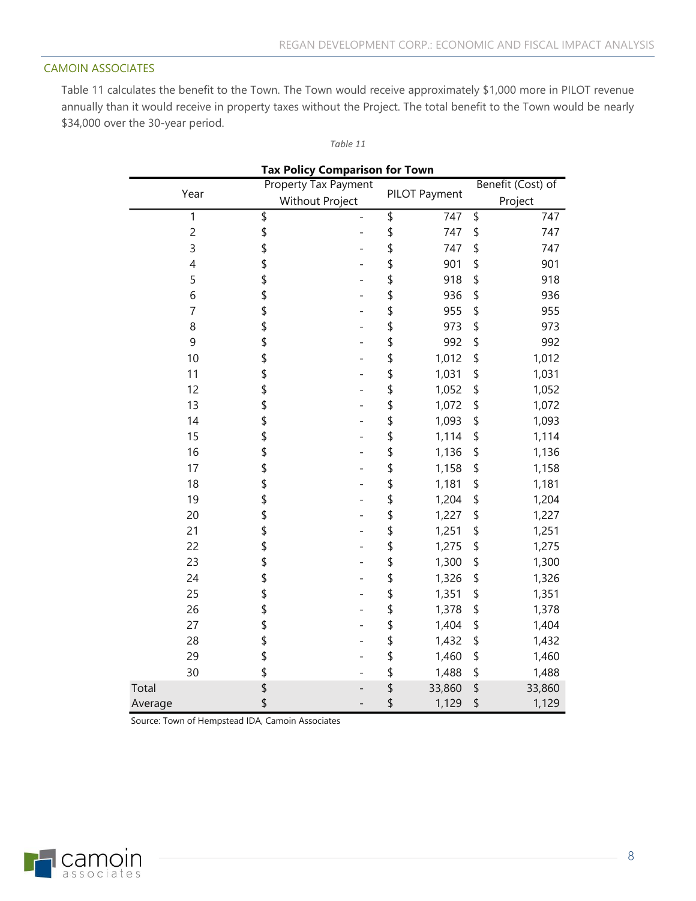Table 11 calculates the benefit to the Town. The Town would receive approximately $1,000 more in PILOT revenue annually than it would receive in property taxes without the Project. The total benefit to the Town would be nearly $34,000 over the 30-year period.

*Table 11*

**Tax Policy Comparison for Town**

| Year | Property Tax Payment Without Project | PILOT Payment | Benefit (Cost) of Project |
|---|---|---|---|
| 1 | $ - | $ 747 | $ 747 |
| 2 | $ - | $ 747 | $ 747 |
| 3 | $ - | $ 747 | $ 747 |
| 4 | $ - | $ 901 | $ 901 |
| 5 | $ - | $ 918 | $ 918 |
| 6 | $ - | $ 936 | $ 936 |
| 7 | $ - | $ 955 | $ 955 |
| 8 | $ - | $ 973 | $ 973 |
| 9 | $ - | $ 992 | $ 992 |
| 10 | $ - | $ 1,012 | $ 1,012 |
| 11 | $ - | $ 1,031 | $ 1,031 |
| 12 | $ - | $ 1,052 | $ 1,052 |
| 13 | $ - | $ 1,072 | $ 1,072 |
| 14 | $ - | $ 1,093 | $ 1,093 |
| 15 | $ - | $ 1,114 | $ 1,114 |
| 16 | $ - | $ 1,136 | $ 1,136 |
| 17 | $ - | $ 1,158 | $ 1,158 |
| 18 | $ - | $ 1,181 | $ 1,181 |
| 19 | $ - | $ 1,204 | $ 1,204 |
| 20 | $ - | $ 1,227 | $ 1,227 |
| 21 | $ - | $ 1,251 | $ 1,251 |
| 22 | $ - | $ 1,275 | $ 1,275 |
| 23 | $ - | $ 1,300 | $ 1,300 |
| 24 | $ - | $ 1,326 | $ 1,326 |
| 25 | $ - | $ 1,351 | $ 1,351 |
| 26 | $ - | $ 1,378 | $ 1,378 |
| 27 | $ - | $ 1,404 | $ 1,404 |
| 28 | $ - | $ 1,432 | $ 1,432 |
| 29 | $ - | $ 1,460 | $ 1,460 |
| 30 | $ - | $ 1,488 | $ 1,488 |
| Total | $ - | $ 33,860 | $ 33,860 |
| Average | $ - | $ 1,129 | $ 1,129 |

Source: Town of Hempstead IDA, Camoin Associates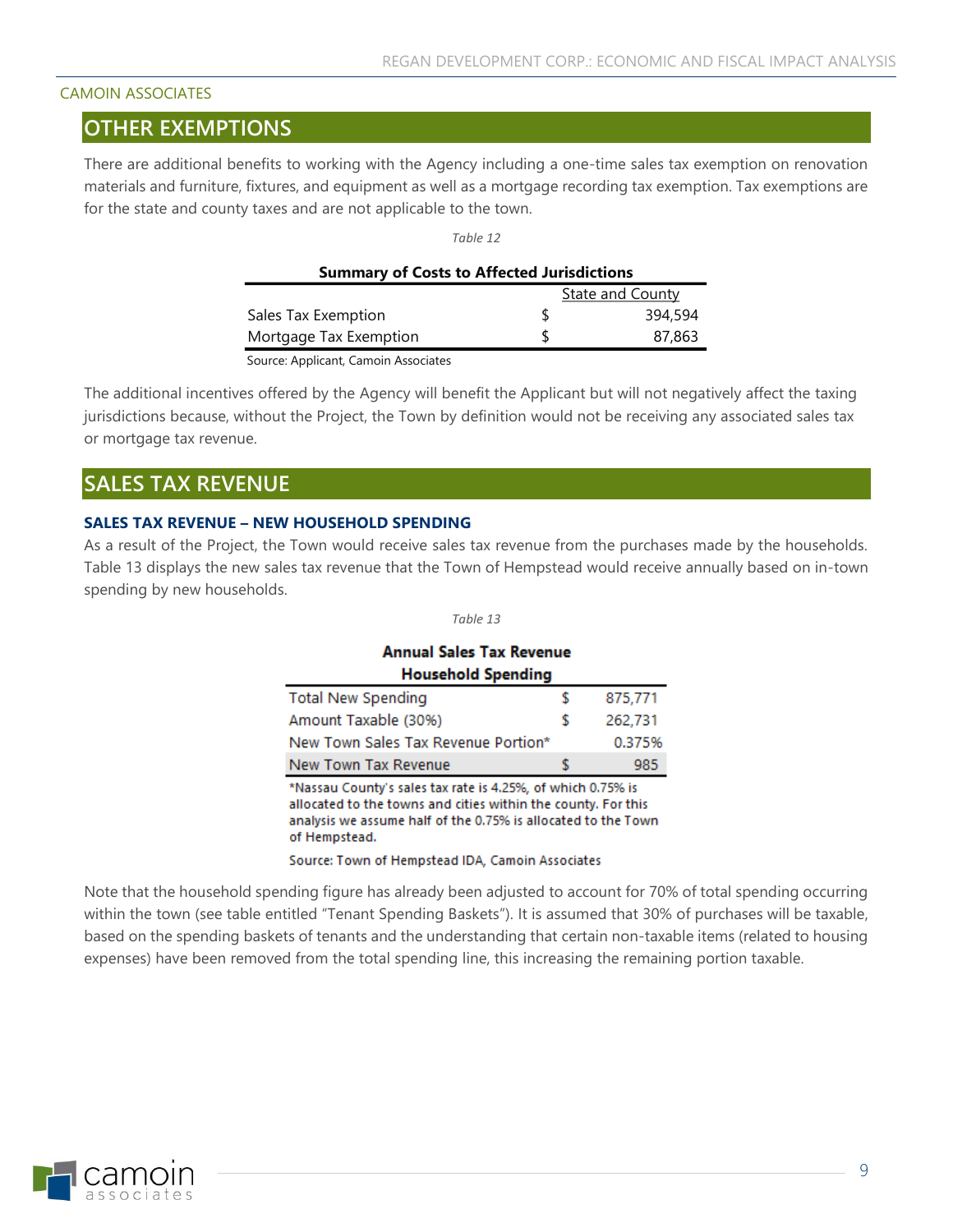## OTHER EXEMPTIONS

There are additional benefits to working with the Agency including a one-time sales tax exemption on renovation materials and furniture, fixtures, and equipment as well as a mortgage recording tax exemption. Tax exemptions are for the state and county taxes and are not applicable to the town.

*Table 12*

**Summary of Costs to Affected Jurisdictions**

| | State and County |
|---|---|
| Sales Tax Exemption | $ 394,594 |
| Mortgage Tax Exemption | $ 87,863 |

Source: Applicant, Camoin Associates

The additional incentives offered by the Agency will benefit the Applicant but will not negatively affect the taxing jurisdictions because, without the Project, the Town by definition would not be receiving any associated sales tax or mortgage tax revenue.

## SALES TAX REVENUE

### SALES TAX REVENUE – NEW HOUSEHOLD SPENDING

As a result of the Project, the Town would receive sales tax revenue from the purchases made by the households. Table 13 displays the new sales tax revenue that the Town of Hempstead would receive annually based on in-town spending by new households.

*Table 13*

**Annual Sales Tax Revenue Household Spending**

| | |
|---|---|
| Total New Spending | $ 875,771 |
| Amount Taxable (30%) | $ 262,731 |
| New Town Sales Tax Revenue Portion* | 0.375% |
| New Town Tax Revenue | $ 985 |

*Nassau County's sales tax rate is 4.25%, of which 0.75% is allocated to the towns and cities within the county. For this analysis we assume half of the 0.75% is allocated to the Town of Hempstead.

Source: Town of Hempstead IDA, Camoin Associates

Note that the household spending figure has already been adjusted to account for 70% of total spending occurring within the town (see table entitled "Tenant Spending Baskets"). It is assumed that 30% of purchases will be taxable, based on the spending baskets of tenants and the understanding that certain non-taxable items (related to housing expenses) have been removed from the total spending line, this increasing the remaining portion taxable.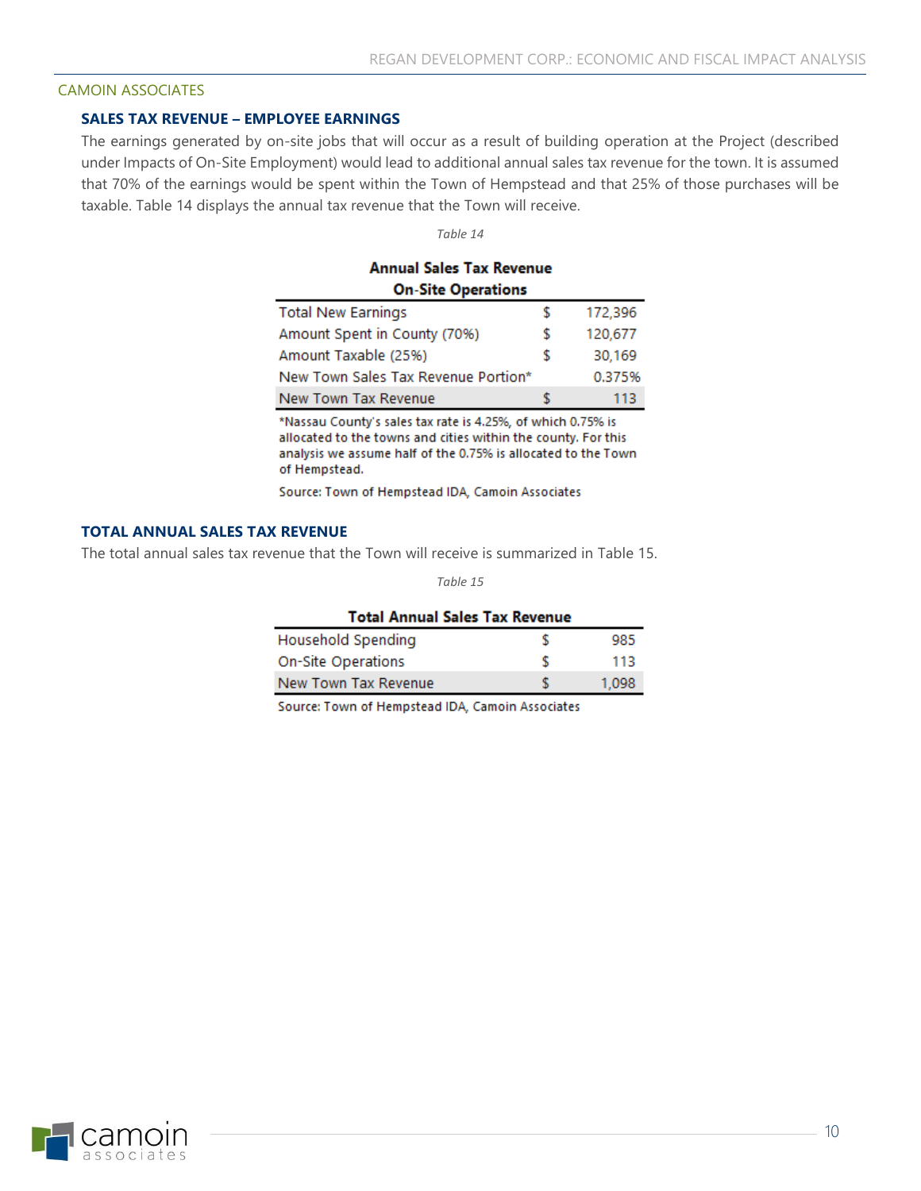CAMOIN ASSOCIATES

### SALES TAX REVENUE – EMPLOYEE EARNINGS

The earnings generated by on-site jobs that will occur as a result of building operation at the Project (described under Impacts of On-Site Employment) would lead to additional annual sales tax revenue for the town. It is assumed that 70% of the earnings would be spent within the Town of Hempstead and that 25% of those purchases will be taxable. Table 14 displays the annual tax revenue that the Town will receive.

*Table 14*

**Annual Sales Tax Revenue On-Site Operations**

| | | |
|---|---|---|
| Total New Earnings | $ | 172,396 |
| Amount Spent in County (70%) | $ | 120,677 |
| Amount Taxable (25%) | $ | 30,169 |
| New Town Sales Tax Revenue Portion* | | 0.375% |
| New Town Tax Revenue | $ | 113 |

*Nassau County's sales tax rate is 4.25%, of which 0.75% is allocated to the towns and cities within the county. For this analysis we assume half of the 0.75% is allocated to the Town of Hempstead.

Source: Town of Hempstead IDA, Camoin Associates

### TOTAL ANNUAL SALES TAX REVENUE

The total annual sales tax revenue that the Town will receive is summarized in Table 15.

*Table 15*

**Total Annual Sales Tax Revenue**

| | | |
|---|---|---|
| Household Spending | $ | 985 |
| On-Site Operations | $ | 113 |
| New Town Tax Revenue | $ | 1,098 |

Source: Town of Hempstead IDA, Camoin Associates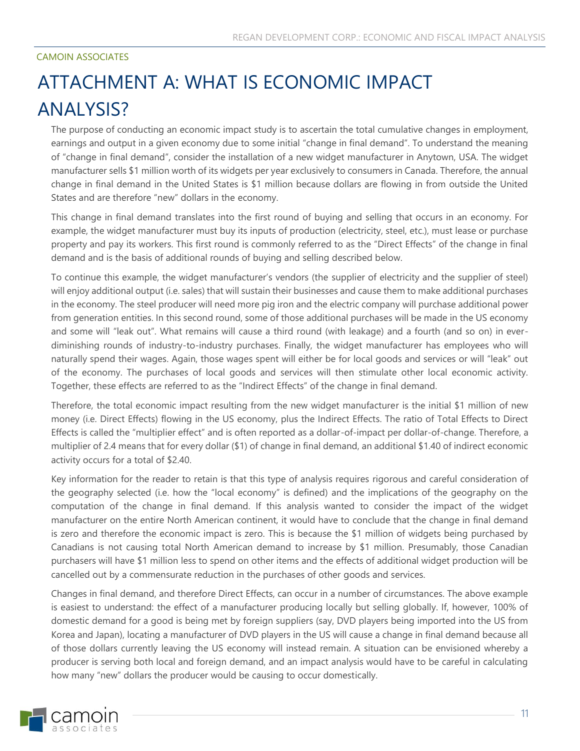CAMOIN ASSOCIATES

# ATTACHMENT A: WHAT IS ECONOMIC IMPACT ANALYSIS?

The purpose of conducting an economic impact study is to ascertain the total cumulative changes in employment, earnings and output in a given economy due to some initial "change in final demand". To understand the meaning of "change in final demand", consider the installation of a new widget manufacturer in Anytown, USA. The widget manufacturer sells $1 million worth of its widgets per year exclusively to consumers in Canada. Therefore, the annual change in final demand in the United States is $1 million because dollars are flowing in from outside the United States and are therefore "new" dollars in the economy.

This change in final demand translates into the first round of buying and selling that occurs in an economy. For example, the widget manufacturer must buy its inputs of production (electricity, steel, etc.), must lease or purchase property and pay its workers. This first round is commonly referred to as the "Direct Effects" of the change in final demand and is the basis of additional rounds of buying and selling described below.

To continue this example, the widget manufacturer's vendors (the supplier of electricity and the supplier of steel) will enjoy additional output (i.e. sales) that will sustain their businesses and cause them to make additional purchases in the economy. The steel producer will need more pig iron and the electric company will purchase additional power from generation entities. In this second round, some of those additional purchases will be made in the US economy and some will "leak out". What remains will cause a third round (with leakage) and a fourth (and so on) in ever-diminishing rounds of industry-to-industry purchases. Finally, the widget manufacturer has employees who will naturally spend their wages. Again, those wages spent will either be for local goods and services or will "leak" out of the economy. The purchases of local goods and services will then stimulate other local economic activity. Together, these effects are referred to as the "Indirect Effects" of the change in final demand.

Therefore, the total economic impact resulting from the new widget manufacturer is the initial $1 million of new money (i.e. Direct Effects) flowing in the US economy, plus the Indirect Effects. The ratio of Total Effects to Direct Effects is called the "multiplier effect" and is often reported as a dollar-of-impact per dollar-of-change. Therefore, a multiplier of 2.4 means that for every dollar ($1) of change in final demand, an additional $1.40 of indirect economic activity occurs for a total of $2.40.

Key information for the reader to retain is that this type of analysis requires rigorous and careful consideration of the geography selected (i.e. how the "local economy" is defined) and the implications of the geography on the computation of the change in final demand. If this analysis wanted to consider the impact of the widget manufacturer on the entire North American continent, it would have to conclude that the change in final demand is zero and therefore the economic impact is zero. This is because the $1 million of widgets being purchased by Canadians is not causing total North American demand to increase by $1 million. Presumably, those Canadian purchasers will have $1 million less to spend on other items and the effects of additional widget production will be cancelled out by a commensurate reduction in the purchases of other goods and services.

Changes in final demand, and therefore Direct Effects, can occur in a number of circumstances. The above example is easiest to understand: the effect of a manufacturer producing locally but selling globally. If, however, 100% of domestic demand for a good is being met by foreign suppliers (say, DVD players being imported into the US from Korea and Japan), locating a manufacturer of DVD players in the US will cause a change in final demand because all of those dollars currently leaving the US economy will instead remain. A situation can be envisioned whereby a producer is serving both local and foreign demand, and an impact analysis would have to be careful in calculating how many "new" dollars the producer would be causing to occur domestically.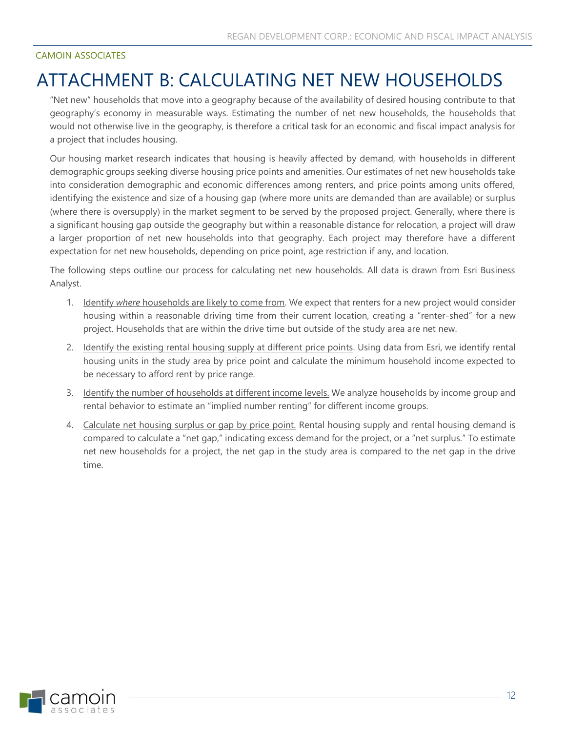CAMOIN ASSOCIATES

# ATTACHMENT B: CALCULATING NET NEW HOUSEHOLDS

"Net new" households that move into a geography because of the availability of desired housing contribute to that geography's economy in measurable ways. Estimating the number of net new households, the households that would not otherwise live in the geography, is therefore a critical task for an economic and fiscal impact analysis for a project that includes housing.

Our housing market research indicates that housing is heavily affected by demand, with households in different demographic groups seeking diverse housing price points and amenities. Our estimates of net new households take into consideration demographic and economic differences among renters, and price points among units offered, identifying the existence and size of a housing gap (where more units are demanded than are available) or surplus (where there is oversupply) in the market segment to be served by the proposed project. Generally, where there is a significant housing gap outside the geography but within a reasonable distance for relocation, a project will draw a larger proportion of net new households into that geography. Each project may therefore have a different expectation for net new households, depending on price point, age restriction if any, and location.

The following steps outline our process for calculating net new households. All data is drawn from Esri Business Analyst.

1. Identify *where* households are likely to come from. We expect that renters for a new project would consider housing within a reasonable driving time from their current location, creating a "renter-shed" for a new project. Households that are within the drive time but outside of the study area are net new.
2. Identify the existing rental housing supply at different price points. Using data from Esri, we identify rental housing units in the study area by price point and calculate the minimum household income expected to be necessary to afford rent by price range.
3. Identify the number of households at different income levels. We analyze households by income group and rental behavior to estimate an "implied number renting" for different income groups.
4. Calculate net housing surplus or gap by price point. Rental housing supply and rental housing demand is compared to calculate a "net gap," indicating excess demand for the project, or a "net surplus." To estimate net new households for a project, the net gap in the study area is compared to the net gap in the drive time.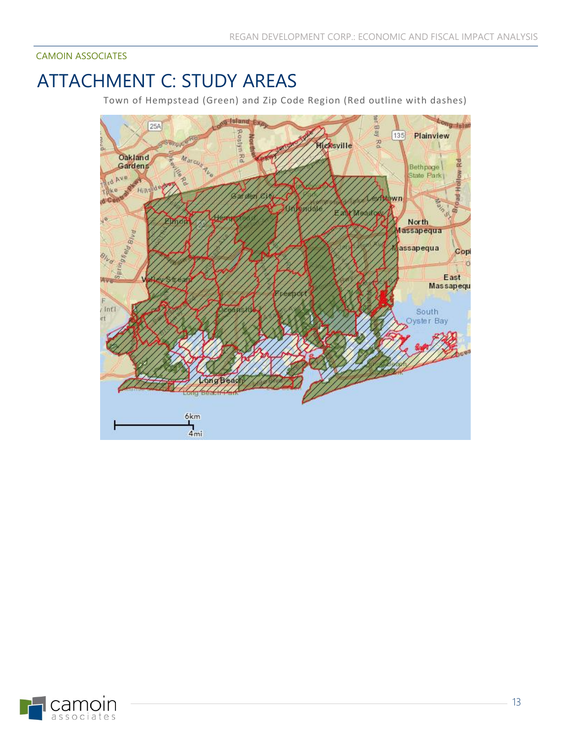# ATTACHMENT C: STUDY AREAS

Town of Hempstead (Green) and Zip Code Region (Red outline with dashes)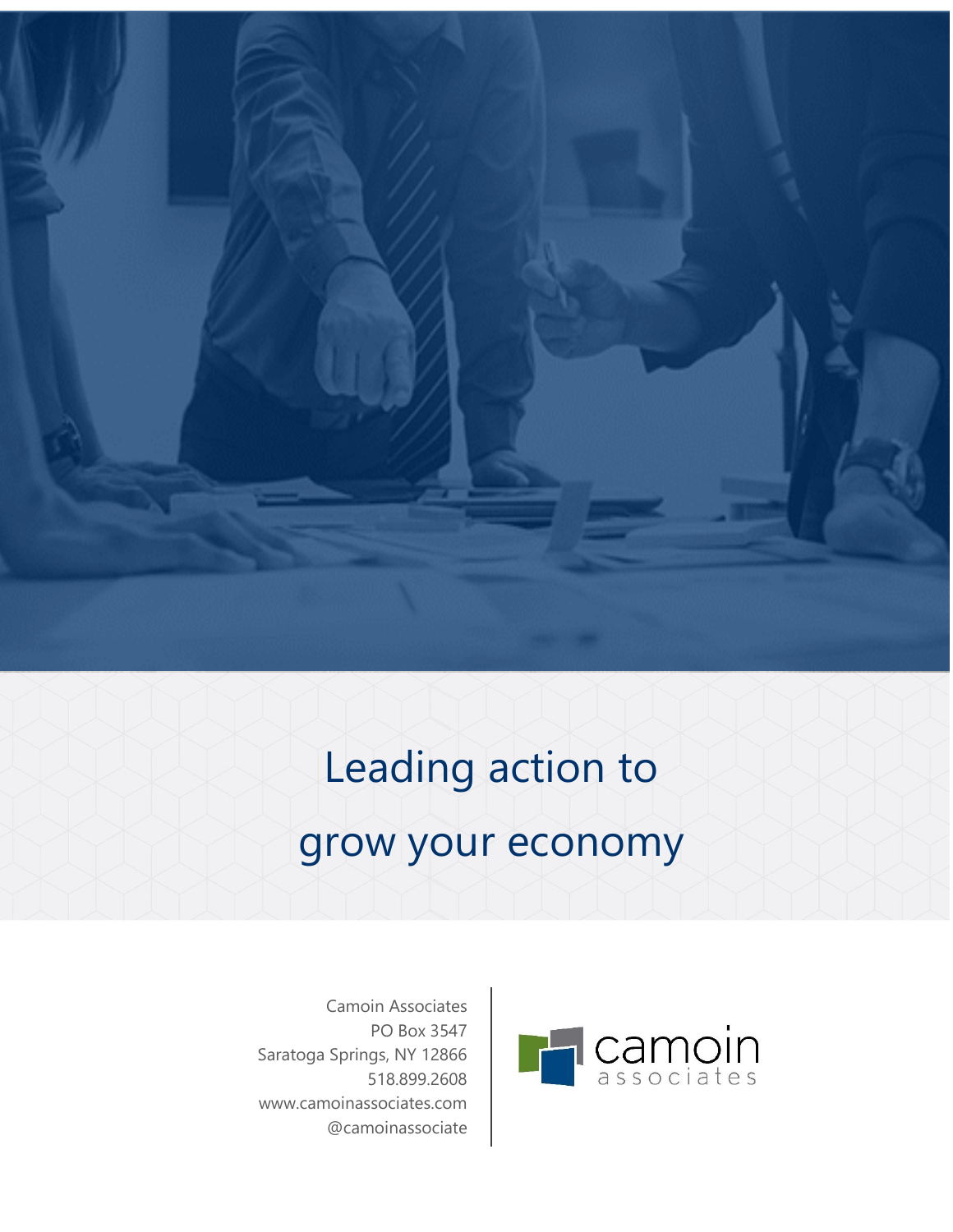Leading action to grow your economy

Camoin Associates
PO Box 3547
Saratoga Springs, NY 12866
518.899.2608
www.camoinassociates.com
@camoinassociate

camoin associates